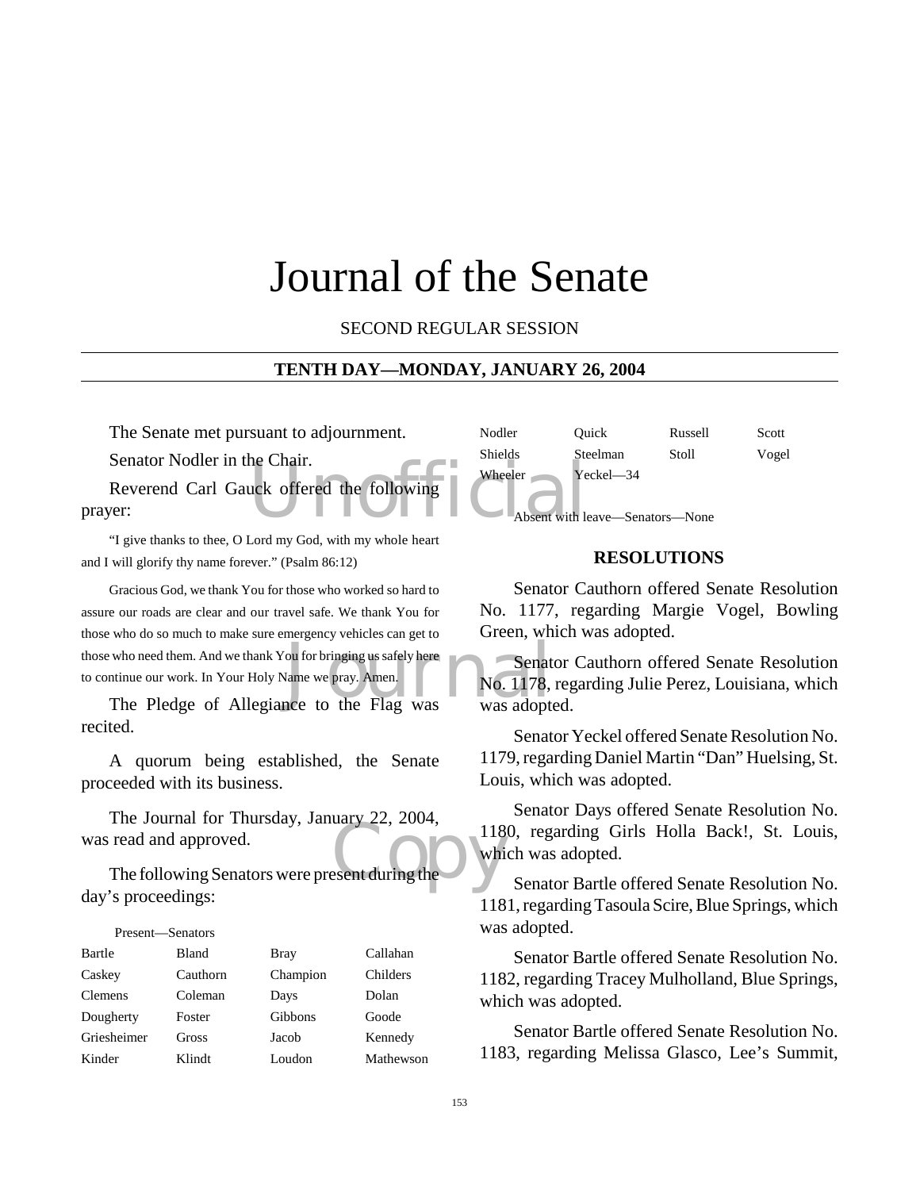# Journal of the Senate

SECOND REGULAR SESSION

## TENTH DAY—MONDAY, JANUARY 26, 2004

The Senate met pursuant to adjournment.

Senator Nodler in the Chair.

Reverend Carl Gauck offered the following prayer:

"I give thanks to thee, O Lord my God, with my whole heart and I will glorify thy name forever." (Psalm 86:12)

Gracious God, we thank You for those who worked so hard to assure our roads are clear and our travel safe. We thank You for those who do so much to make sure emergency vehicles can get to those who need them. And we thank You for bringing us safely here to continue our work. In Your Holy Name we pray. Amen.

The Pledge of Allegiance to the Flag was recited.

A quorum being established, the Senate proceeded with its business.

The Journal for Thursday, January 22, 2004, was read and approved.

The following Senators were present during the day's proceedings:

Present—Senators

| | | | |
|---|---|---|---|
| Bartle | Bland | Bray | Callahan |
| Caskey | Cauthorn | Champion | Childers |
| Clemens | Coleman | Days | Dolan |
| Dougherty | Foster | Gibbons | Goode |
| Griesheimer | Gross | Jacob | Kennedy |
| Kinder | Klindt | Loudon | Mathewson |
| Nodler | Quick | Russell | Scott |
| Shields | Steelman | Stoll | Vogel |
| Wheeler | Yeckel—34 | | |

Absent with leave—Senators—None

## RESOLUTIONS

Senator Cauthorn offered Senate Resolution No. 1177, regarding Margie Vogel, Bowling Green, which was adopted.

Senator Cauthorn offered Senate Resolution No. 1178, regarding Julie Perez, Louisiana, which was adopted.

Senator Yeckel offered Senate Resolution No. 1179, regarding Daniel Martin "Dan" Huelsing, St. Louis, which was adopted.

Senator Days offered Senate Resolution No. 1180, regarding Girls Holla Back!, St. Louis, which was adopted.

Senator Bartle offered Senate Resolution No. 1181, regarding Tasoula Scire, Blue Springs, which was adopted.

Senator Bartle offered Senate Resolution No. 1182, regarding Tracey Mulholland, Blue Springs, which was adopted.

Senator Bartle offered Senate Resolution No. 1183, regarding Melissa Glasco, Lee's Summit,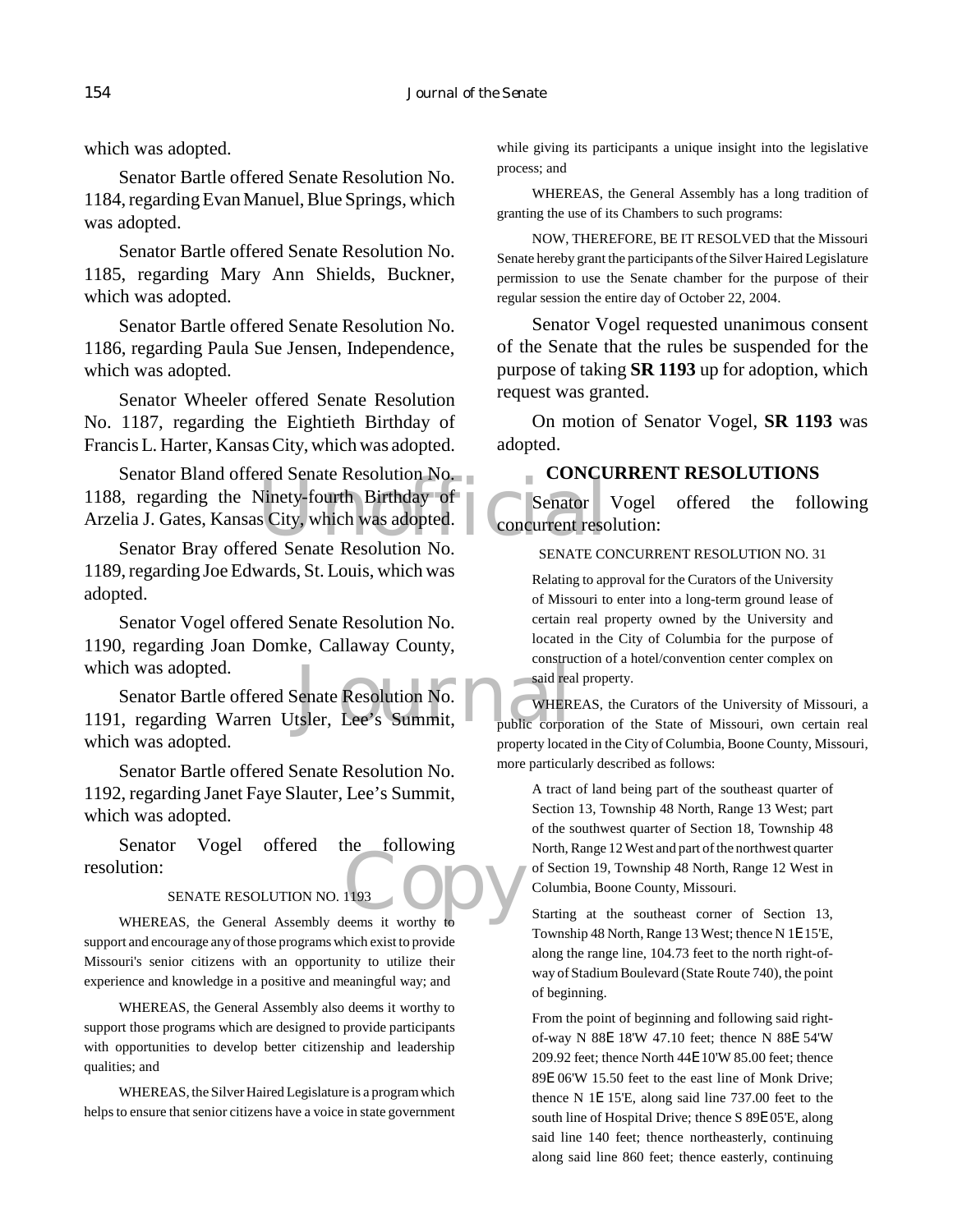which was adopted.

Senator Bartle offered Senate Resolution No. 1184, regarding Evan Manuel, Blue Springs, which was adopted.

Senator Bartle offered Senate Resolution No. 1185, regarding Mary Ann Shields, Buckner, which was adopted.

Senator Bartle offered Senate Resolution No. 1186, regarding Paula Sue Jensen, Independence, which was adopted.

Senator Wheeler offered Senate Resolution No. 1187, regarding the Eightieth Birthday of Francis L. Harter, Kansas City, which was adopted.

Senator Bland offered Senate Resolution No. 1188, regarding the Ninety-fourth Birthday of Arzelia J. Gates, Kansas City, which was adopted.

Senator Bray offered Senate Resolution No. 1189, regarding Joe Edwards, St. Louis, which was adopted.

Senator Vogel offered Senate Resolution No. 1190, regarding Joan Domke, Callaway County, which was adopted.

Senator Bartle offered Senate Resolution No. 1191, regarding Warren Utsler, Lee's Summit, which was adopted.

Senator Bartle offered Senate Resolution No. 1192, regarding Janet Faye Slauter, Lee's Summit, which was adopted.

Senator Vogel offered the following resolution:

SENATE RESOLUTION NO. 1193

WHEREAS, the General Assembly deems it worthy to support and encourage any of those programs which exist to provide Missouri's senior citizens with an opportunity to utilize their experience and knowledge in a positive and meaningful way; and

WHEREAS, the General Assembly also deems it worthy to support those programs which are designed to provide participants with opportunities to develop better citizenship and leadership qualities; and

WHEREAS, the Silver Haired Legislature is a program which helps to ensure that senior citizens have a voice in state government while giving its participants a unique insight into the legislative process; and

WHEREAS, the General Assembly has a long tradition of granting the use of its Chambers to such programs:

NOW, THEREFORE, BE IT RESOLVED that the Missouri Senate hereby grant the participants of the Silver Haired Legislature permission to use the Senate chamber for the purpose of their regular session the entire day of October 22, 2004.

Senator Vogel requested unanimous consent of the Senate that the rules be suspended for the purpose of taking **SR 1193** up for adoption, which request was granted.

On motion of Senator Vogel, **SR 1193** was adopted.

## CONCURRENT RESOLUTIONS

Senator Vogel offered the following concurrent resolution:

SENATE CONCURRENT RESOLUTION NO. 31

Relating to approval for the Curators of the University of Missouri to enter into a long-term ground lease of certain real property owned by the University and located in the City of Columbia for the purpose of construction of a hotel/convention center complex on said real property.

WHEREAS, the Curators of the University of Missouri, a public corporation of the State of Missouri, own certain real property located in the City of Columbia, Boone County, Missouri, more particularly described as follows:

A tract of land being part of the southeast quarter of Section 13, Township 48 North, Range 13 West; part of the southwest quarter of Section 18, Township 48 North, Range 12 West and part of the northwest quarter of Section 19, Township 48 North, Range 12 West in Columbia, Boone County, Missouri.

Starting at the southeast corner of Section 13, Township 48 North, Range 13 West; thence N 1E15'E, along the range line, 104.73 feet to the north right-of-way of Stadium Boulevard (State Route 740), the point of beginning.

From the point of beginning and following said right-of-way N 88E 18'W 47.10 feet; thence N 88E 54'W 209.92 feet; thence North 44E10'W 85.00 feet; thence 89E06'W 15.50 feet to the east line of Monk Drive; thence N 1E 15'E, along said line 737.00 feet to the south line of Hospital Drive; thence S 89E05'E, along said line 140 feet; thence northeasterly, continuing along said line 860 feet; thence easterly, continuing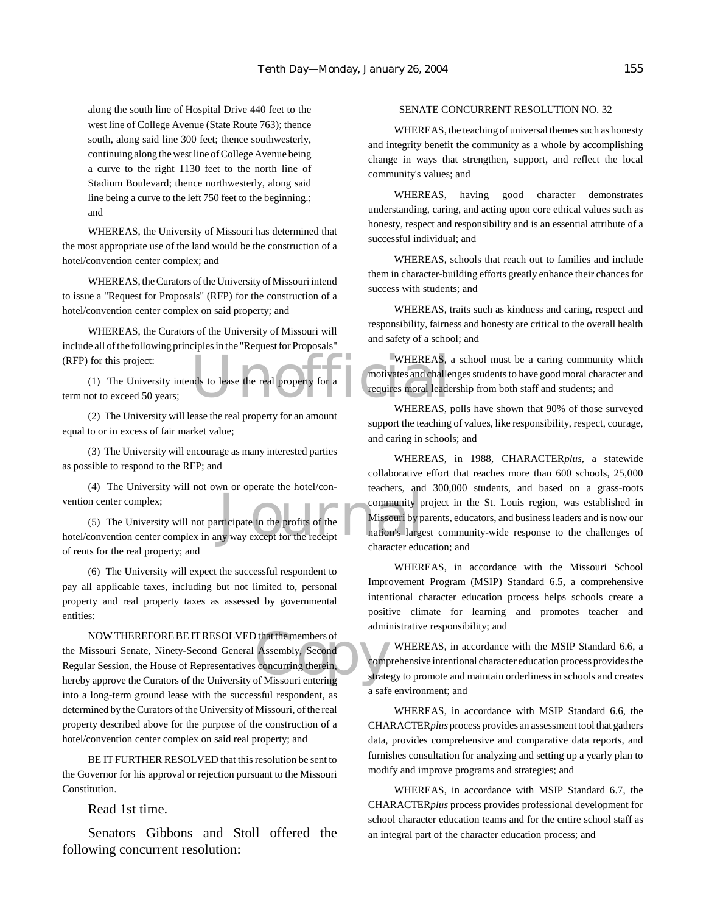along the south line of Hospital Drive 440 feet to the west line of College Avenue (State Route 763); thence south, along said line 300 feet; thence southwesterly, continuing along the west line of College Avenue being a curve to the right 1130 feet to the north line of Stadium Boulevard; thence northwesterly, along said line being a curve to the left 750 feet to the beginning.; and

WHEREAS, the University of Missouri has determined that the most appropriate use of the land would be the construction of a hotel/convention center complex; and

WHEREAS, the Curators of the University of Missouri intend to issue a "Request for Proposals" (RFP) for the construction of a hotel/convention center complex on said property; and

WHEREAS, the Curators of the University of Missouri will include all of the following principles in the "Request for Proposals" (RFP) for this project:

(1) The University intends to lease the real property for a term not to exceed 50 years;

(2) The University will lease the real property for an amount equal to or in excess of fair market value;

(3) The University will encourage as many interested parties as possible to respond to the RFP; and

(4) The University will not own or operate the hotel/convention center complex;

(5) The University will not participate in the profits of the hotel/convention center complex in any way except for the receipt of rents for the real property; and

(6) The University will expect the successful respondent to pay all applicable taxes, including but not limited to, personal property and real property taxes as assessed by governmental entities:

NOW THEREFORE BE IT RESOLVED that the members of the Missouri Senate, Ninety-Second General Assembly, Second Regular Session, the House of Representatives concurring therein, hereby approve the Curators of the University of Missouri entering into a long-term ground lease with the successful respondent, as determined by the Curators of the University of Missouri, of the real property described above for the purpose of the construction of a hotel/convention center complex on said real property; and

BE IT FURTHER RESOLVED that this resolution be sent to the Governor for his approval or rejection pursuant to the Missouri Constitution.

Read 1st time.

Senators Gibbons and Stoll offered the following concurrent resolution:

SENATE CONCURRENT RESOLUTION NO. 32

WHEREAS, the teaching of universal themes such as honesty and integrity benefit the community as a whole by accomplishing change in ways that strengthen, support, and reflect the local community's values; and

WHEREAS, having good character demonstrates understanding, caring, and acting upon core ethical values such as honesty, respect and responsibility and is an essential attribute of a successful individual; and

WHEREAS, schools that reach out to families and include them in character-building efforts greatly enhance their chances for success with students; and

WHEREAS, traits such as kindness and caring, respect and responsibility, fairness and honesty are critical to the overall health and safety of a school; and

WHEREAS, a school must be a caring community which motivates and challenges students to have good moral character and requires moral leadership from both staff and students; and

WHEREAS, polls have shown that 90% of those surveyed support the teaching of values, like responsibility, respect, courage, and caring in schools; and

WHEREAS, in 1988, CHARACTER*plus*, a statewide collaborative effort that reaches more than 600 schools, 25,000 teachers, and 300,000 students, and based on a grass-roots community project in the St. Louis region, was established in Missouri by parents, educators, and business leaders and is now our nation's largest community-wide response to the challenges of character education; and

WHEREAS, in accordance with the Missouri School Improvement Program (MSIP) Standard 6.5, a comprehensive intentional character education process helps schools create a positive climate for learning and promotes teacher and administrative responsibility; and

WHEREAS, in accordance with the MSIP Standard 6.6, a comprehensive intentional character education process provides the strategy to promote and maintain orderliness in schools and creates a safe environment; and

WHEREAS, in accordance with MSIP Standard 6.6, the CHARACTER*plus* process provides an assessment tool that gathers data, provides comprehensive and comparative data reports, and furnishes consultation for analyzing and setting up a yearly plan to modify and improve programs and strategies; and

WHEREAS, in accordance with MSIP Standard 6.7, the CHARACTER*plus* process provides professional development for school character education teams and for the entire school staff as an integral part of the character education process; and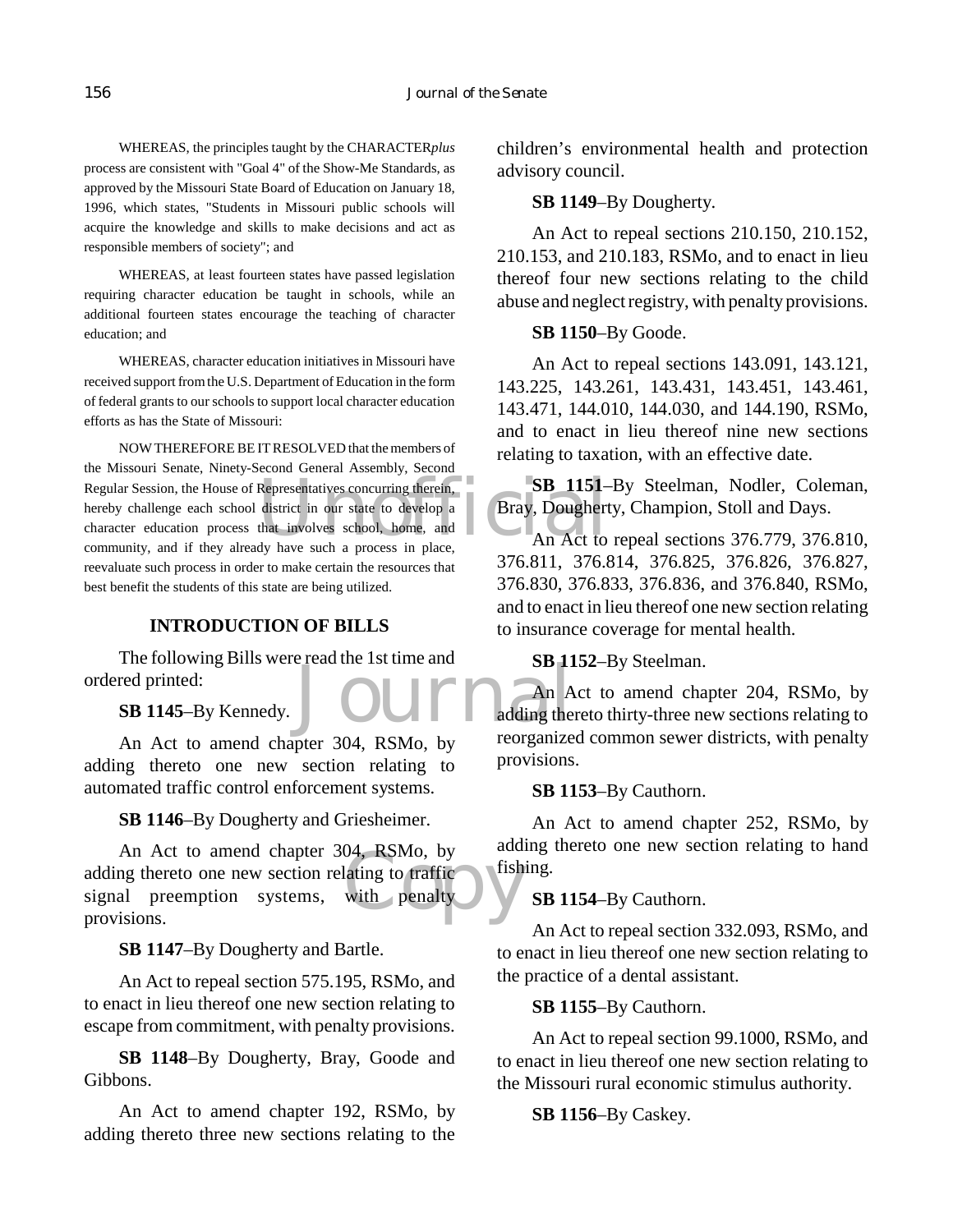WHEREAS, the principles taught by the CHARACTER*plus* process are consistent with "Goal 4" of the Show-Me Standards, as approved by the Missouri State Board of Education on January 18, 1996, which states, "Students in Missouri public schools will acquire the knowledge and skills to make decisions and act as responsible members of society"; and

WHEREAS, at least fourteen states have passed legislation requiring character education be taught in schools, while an additional fourteen states encourage the teaching of character education; and

WHEREAS, character education initiatives in Missouri have received support from the U.S. Department of Education in the form of federal grants to our schools to support local character education efforts as has the State of Missouri:

NOW THEREFORE BE IT RESOLVED that the members of the Missouri Senate, Ninety-Second General Assembly, Second Regular Session, the House of Representatives concurring therein, hereby challenge each school district in our state to develop a character education process that involves school, home, and community, and if they already have such a process in place, reevaluate such process in order to make certain the resources that best benefit the students of this state are being utilized.

## INTRODUCTION OF BILLS

The following Bills were read the 1st time and ordered printed:

**SB 1145**–By Kennedy.

An Act to amend chapter 304, RSMo, by adding thereto one new section relating to automated traffic control enforcement systems.

**SB 1146**–By Dougherty and Griesheimer.

An Act to amend chapter 304, RSMo, by adding thereto one new section relating to traffic signal preemption systems, with penalty provisions.

**SB 1147**–By Dougherty and Bartle.

An Act to repeal section 575.195, RSMo, and to enact in lieu thereof one new section relating to escape from commitment, with penalty provisions.

**SB 1148**–By Dougherty, Bray, Goode and Gibbons.

An Act to amend chapter 192, RSMo, by adding thereto three new sections relating to the children's environmental health and protection advisory council.

**SB 1149**–By Dougherty.

An Act to repeal sections 210.150, 210.152, 210.153, and 210.183, RSMo, and to enact in lieu thereof four new sections relating to the child abuse and neglect registry, with penalty provisions.

**SB 1150**–By Goode.

An Act to repeal sections 143.091, 143.121, 143.225, 143.261, 143.431, 143.451, 143.461, 143.471, 144.010, 144.030, and 144.190, RSMo, and to enact in lieu thereof nine new sections relating to taxation, with an effective date.

**SB 1151**–By Steelman, Nodler, Coleman, Bray, Dougherty, Champion, Stoll and Days.

An Act to repeal sections 376.779, 376.810, 376.811, 376.814, 376.825, 376.826, 376.827, 376.830, 376.833, 376.836, and 376.840, RSMo, and to enact in lieu thereof one new section relating to insurance coverage for mental health.

**SB 1152**–By Steelman.

An Act to amend chapter 204, RSMo, by adding thereto thirty-three new sections relating to reorganized common sewer districts, with penalty provisions.

**SB 1153**–By Cauthorn.

An Act to amend chapter 252, RSMo, by adding thereto one new section relating to hand fishing.

**SB 1154**–By Cauthorn.

An Act to repeal section 332.093, RSMo, and to enact in lieu thereof one new section relating to the practice of a dental assistant.

**SB 1155**–By Cauthorn.

An Act to repeal section 99.1000, RSMo, and to enact in lieu thereof one new section relating to the Missouri rural economic stimulus authority.

**SB 1156**–By Caskey.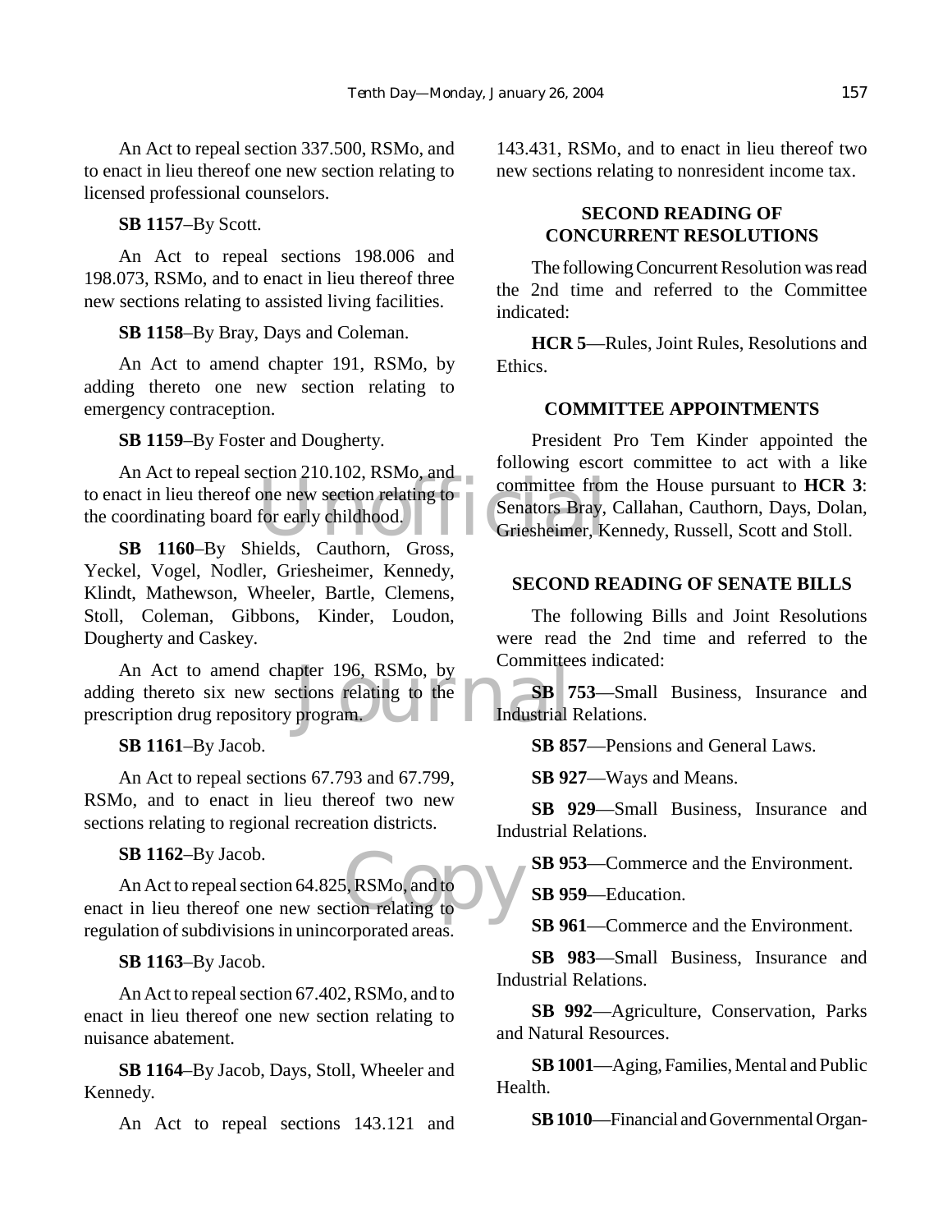An Act to repeal section 337.500, RSMo, and to enact in lieu thereof one new section relating to licensed professional counselors.

**SB 1157**–By Scott.

An Act to repeal sections 198.006 and 198.073, RSMo, and to enact in lieu thereof three new sections relating to assisted living facilities.

**SB 1158**–By Bray, Days and Coleman.

An Act to amend chapter 191, RSMo, by adding thereto one new section relating to emergency contraception.

**SB 1159**–By Foster and Dougherty.

An Act to repeal section 210.102, RSMo, and to enact in lieu thereof one new section relating to the coordinating board for early childhood.

**SB 1160**–By Shields, Cauthorn, Gross, Yeckel, Vogel, Nodler, Griesheimer, Kennedy, Klindt, Mathewson, Wheeler, Bartle, Clemens, Stoll, Coleman, Gibbons, Kinder, Loudon, Dougherty and Caskey.

An Act to amend chapter 196, RSMo, by adding thereto six new sections relating to the prescription drug repository program.

**SB 1161**–By Jacob.

An Act to repeal sections 67.793 and 67.799, RSMo, and to enact in lieu thereof two new sections relating to regional recreation districts.

**SB 1162**–By Jacob.

An Act to repeal section 64.825, RSMo, and to enact in lieu thereof one new section relating to regulation of subdivisions in unincorporated areas.

**SB 1163**–By Jacob.

An Act to repeal section 67.402, RSMo, and to enact in lieu thereof one new section relating to nuisance abatement.

**SB 1164**–By Jacob, Days, Stoll, Wheeler and Kennedy.

An Act to repeal sections 143.121 and 143.431, RSMo, and to enact in lieu thereof two new sections relating to nonresident income tax.

## SECOND READING OF CONCURRENT RESOLUTIONS

The following Concurrent Resolution was read the 2nd time and referred to the Committee indicated:

**HCR 5**—Rules, Joint Rules, Resolutions and Ethics.

## COMMITTEE APPOINTMENTS

President Pro Tem Kinder appointed the following escort committee to act with a like committee from the House pursuant to **HCR 3**: Senators Bray, Callahan, Cauthorn, Days, Dolan, Griesheimer, Kennedy, Russell, Scott and Stoll.

## SECOND READING OF SENATE BILLS

The following Bills and Joint Resolutions were read the 2nd time and referred to the Committees indicated:

**SB 753**—Small Business, Insurance and Industrial Relations.

**SB 857**—Pensions and General Laws.

**SB 927**—Ways and Means.

**SB 929**—Small Business, Insurance and Industrial Relations.

**SB 953**—Commerce and the Environment.

**SB 959**—Education.

**SB 961**—Commerce and the Environment.

**SB 983**—Small Business, Insurance and Industrial Relations.

**SB 992**—Agriculture, Conservation, Parks and Natural Resources.

**SB 1001**—Aging, Families, Mental and Public Health.

**SB 1010**—Financial and Governmental Organ-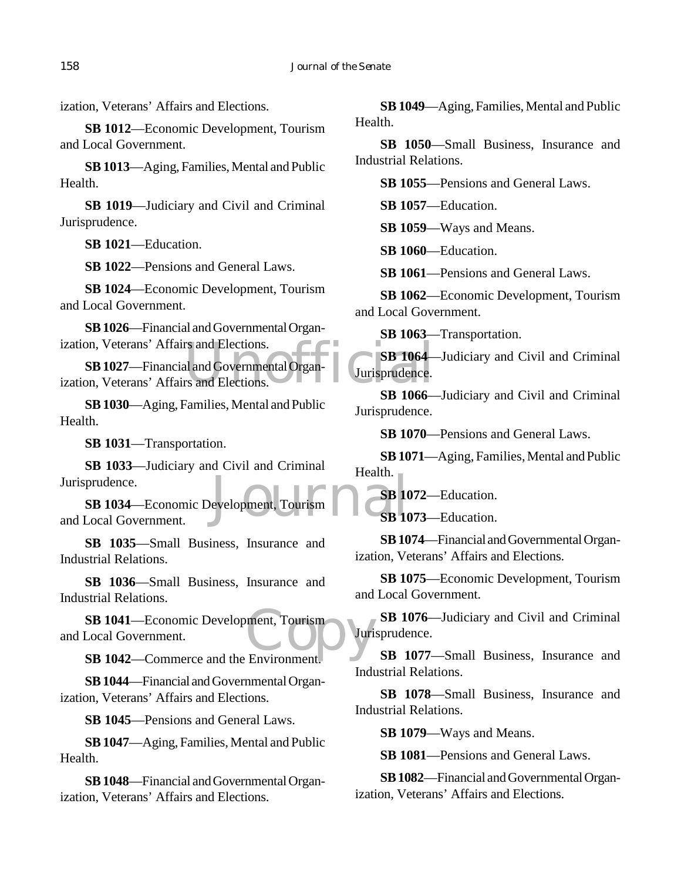ization, Veterans' Affairs and Elections.

**SB 1012**—Economic Development, Tourism and Local Government.

**SB 1013**—Aging, Families, Mental and Public Health.

**SB 1019**—Judiciary and Civil and Criminal Jurisprudence.

**SB 1021**—Education.

**SB 1022**—Pensions and General Laws.

**SB 1024**—Economic Development, Tourism and Local Government.

**SB 1026**—Financial and Governmental Organization, Veterans' Affairs and Elections.

**SB 1027**—Financial and Governmental Organization, Veterans' Affairs and Elections.

**SB 1030**—Aging, Families, Mental and Public Health.

**SB 1031**—Transportation.

**SB 1033**—Judiciary and Civil and Criminal Jurisprudence.

**SB 1034**—Economic Development, Tourism and Local Government.

**SB 1035**—Small Business, Insurance and Industrial Relations.

**SB 1036**—Small Business, Insurance and Industrial Relations.

**SB 1041**—Economic Development, Tourism and Local Government.

**SB 1042**—Commerce and the Environment.

**SB 1044**—Financial and Governmental Organization, Veterans' Affairs and Elections.

**SB 1045**—Pensions and General Laws.

**SB 1047**—Aging, Families, Mental and Public Health.

**SB 1048**—Financial and Governmental Organization, Veterans' Affairs and Elections.

**SB 1049**—Aging, Families, Mental and Public Health.

**SB 1050**—Small Business, Insurance and Industrial Relations.

**SB 1055**—Pensions and General Laws.

**SB 1057**—Education.

**SB 1059**—Ways and Means.

**SB 1060**—Education.

**SB 1061**—Pensions and General Laws.

**SB 1062**—Economic Development, Tourism and Local Government.

**SB 1063**—Transportation.

**SB 1064**—Judiciary and Civil and Criminal Jurisprudence.

**SB 1066**—Judiciary and Civil and Criminal Jurisprudence.

**SB 1070**—Pensions and General Laws.

**SB 1071**—Aging, Families, Mental and Public Health.

**SB 1072**—Education.

**SB 1073**—Education.

**SB 1074**—Financial and Governmental Organization, Veterans' Affairs and Elections.

**SB 1075**—Economic Development, Tourism and Local Government.

**SB 1076**—Judiciary and Civil and Criminal Jurisprudence.

**SB 1077**—Small Business, Insurance and Industrial Relations.

**SB 1078**—Small Business, Insurance and Industrial Relations.

**SB 1079**—Ways and Means.

**SB 1081**—Pensions and General Laws.

**SB 1082**—Financial and Governmental Organization, Veterans' Affairs and Elections.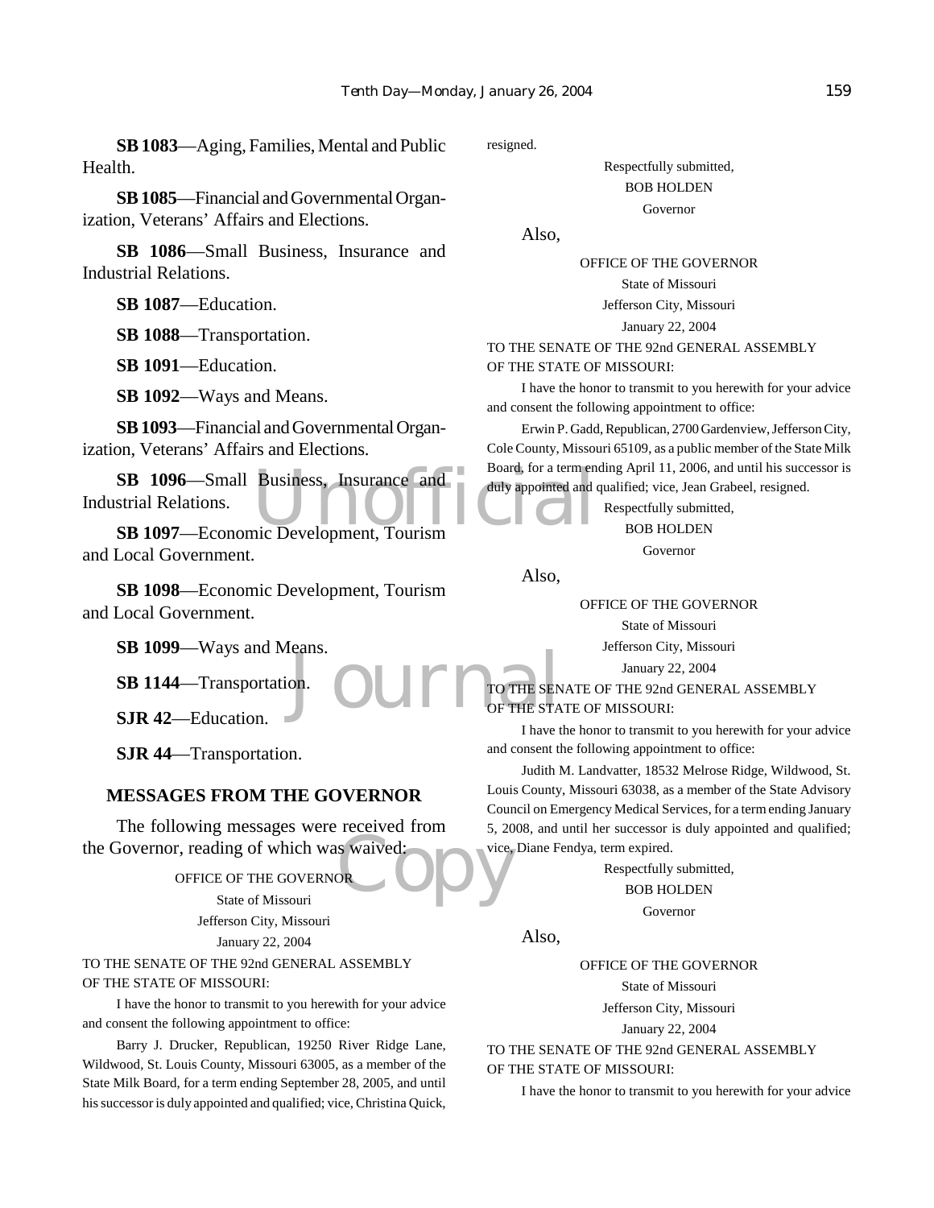**SB 1083**—Aging, Families, Mental and Public Health.

**SB 1085**—Financial and Governmental Organization, Veterans' Affairs and Elections.

**SB 1086**—Small Business, Insurance and Industrial Relations.

**SB 1087**—Education.

**SB 1088**—Transportation.

**SB 1091**—Education.

**SB 1092**—Ways and Means.

**SB 1093**—Financial and Governmental Organization, Veterans' Affairs and Elections.

**SB 1096**—Small Business, Insurance and Industrial Relations.

**SB 1097**—Economic Development, Tourism and Local Government.

**SB 1098**—Economic Development, Tourism and Local Government.

**SB 1099**—Ways and Means.

**SB 1144**—Transportation.

**SJR 42**—Education.

**SJR 44**—Transportation.

## MESSAGES FROM THE GOVERNOR

The following messages were received from the Governor, reading of which was waived:

OFFICE OF THE GOVERNOR
State of Missouri
Jefferson City, Missouri
January 22, 2004

TO THE SENATE OF THE 92nd GENERAL ASSEMBLY OF THE STATE OF MISSOURI:

I have the honor to transmit to you herewith for your advice and consent the following appointment to office:

Barry J. Drucker, Republican, 19250 River Ridge Lane, Wildwood, St. Louis County, Missouri 63005, as a member of the State Milk Board, for a term ending September 28, 2005, and until his successor is duly appointed and qualified; vice, Christina Quick, resigned.

Respectfully submitted,
BOB HOLDEN
Governor

Also,

OFFICE OF THE GOVERNOR
State of Missouri
Jefferson City, Missouri
January 22, 2004

TO THE SENATE OF THE 92nd GENERAL ASSEMBLY OF THE STATE OF MISSOURI:

I have the honor to transmit to you herewith for your advice and consent the following appointment to office:

Erwin P. Gadd, Republican, 2700 Gardenview, Jefferson City, Cole County, Missouri 65109, as a public member of the State Milk Board, for a term ending April 11, 2006, and until his successor is duly appointed and qualified; vice, Jean Grabeel, resigned.

Respectfully submitted,
BOB HOLDEN
Governor

Also,

OFFICE OF THE GOVERNOR
State of Missouri
Jefferson City, Missouri
January 22, 2004

TO THE SENATE OF THE 92nd GENERAL ASSEMBLY OF THE STATE OF MISSOURI:

I have the honor to transmit to you herewith for your advice and consent the following appointment to office:

Judith M. Landvatter, 18532 Melrose Ridge, Wildwood, St. Louis County, Missouri 63038, as a member of the State Advisory Council on Emergency Medical Services, for a term ending January 5, 2008, and until her successor is duly appointed and qualified; vice, Diane Fendya, term expired.

Respectfully submitted,
BOB HOLDEN
Governor

Also,

OFFICE OF THE GOVERNOR
State of Missouri
Jefferson City, Missouri
January 22, 2004

TO THE SENATE OF THE 92nd GENERAL ASSEMBLY OF THE STATE OF MISSOURI:

I have the honor to transmit to you herewith for your advice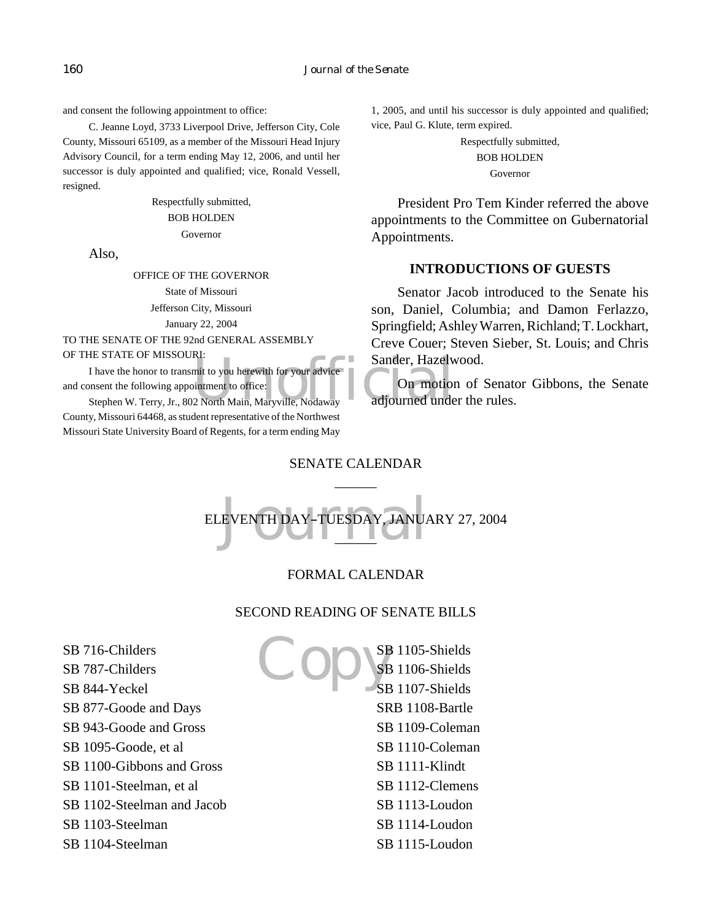and consent the following appointment to office:

C. Jeanne Loyd, 3733 Liverpool Drive, Jefferson City, Cole County, Missouri 65109, as a member of the Missouri Head Injury Advisory Council, for a term ending May 12, 2006, and until her successor is duly appointed and qualified; vice, Ronald Vessell, resigned.

Respectfully submitted,
BOB HOLDEN
Governor

Also,

OFFICE OF THE GOVERNOR
State of Missouri
Jefferson City, Missouri
January 22, 2004

TO THE SENATE OF THE 92nd GENERAL ASSEMBLY
OF THE STATE OF MISSOURI:

I have the honor to transmit to you herewith for your advice and consent the following appointment to office:

Stephen W. Terry, Jr., 802 North Main, Maryville, Nodaway County, Missouri 64468, as student representative of the Northwest Missouri State University Board of Regents, for a term ending May 1, 2005, and until his successor is duly appointed and qualified; vice, Paul G. Klute, term expired.

Respectfully submitted,
BOB HOLDEN
Governor

President Pro Tem Kinder referred the above appointments to the Committee on Gubernatorial Appointments.

## INTRODUCTIONS OF GUESTS

Senator Jacob introduced to the Senate his son, Daniel, Columbia; and Damon Ferlazzo, Springfield; Ashley Warren, Richland; T. Lockhart, Creve Couer; Steven Sieber, St. Louis; and Chris Sander, Hazelwood.

On motion of Senator Gibbons, the Senate adjourned under the rules.

# SENATE CALENDAR

## ELEVENTH DAY–TUESDAY, JANUARY 27, 2004

## FORMAL CALENDAR

### SECOND READING OF SENATE BILLS

SB 716-Childers
SB 787-Childers
SB 844-Yeckel
SB 877-Goode and Days
SB 943-Goode and Gross
SB 1095-Goode, et al
SB 1100-Gibbons and Gross
SB 1101-Steelman, et al
SB 1102-Steelman and Jacob
SB 1103-Steelman
SB 1104-Steelman
SB 1105-Shields
SB 1106-Shields
SB 1107-Shields
SRB 1108-Bartle
SB 1109-Coleman
SB 1110-Coleman
SB 1111-Klindt
SB 1112-Clemens
SB 1113-Loudon
SB 1114-Loudon
SB 1115-Loudon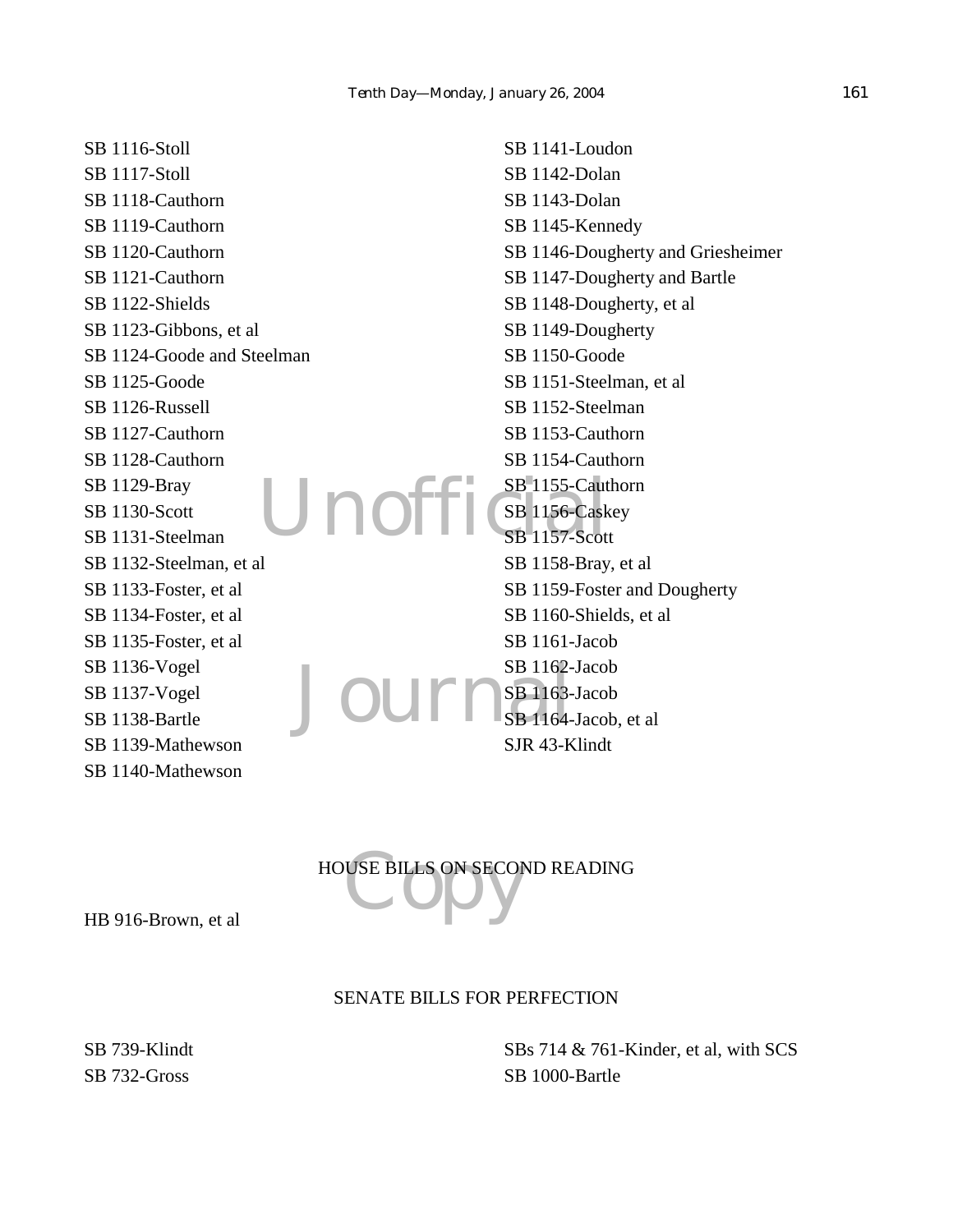SB 1116-Stoll
SB 1117-Stoll
SB 1118-Cauthorn
SB 1119-Cauthorn
SB 1120-Cauthorn
SB 1121-Cauthorn
SB 1122-Shields
SB 1123-Gibbons, et al
SB 1124-Goode and Steelman
SB 1125-Goode
SB 1126-Russell
SB 1127-Cauthorn
SB 1128-Cauthorn
SB 1129-Bray
SB 1130-Scott
SB 1131-Steelman
SB 1132-Steelman, et al
SB 1133-Foster, et al
SB 1134-Foster, et al
SB 1135-Foster, et al
SB 1136-Vogel
SB 1137-Vogel
SB 1138-Bartle
SB 1139-Mathewson
SB 1140-Mathewson
SB 1141-Loudon
SB 1142-Dolan
SB 1143-Dolan
SB 1145-Kennedy
SB 1146-Dougherty and Griesheimer
SB 1147-Dougherty and Bartle
SB 1148-Dougherty, et al
SB 1149-Dougherty
SB 1150-Goode
SB 1151-Steelman, et al
SB 1152-Steelman
SB 1153-Cauthorn
SB 1154-Cauthorn
SB 1155-Cauthorn
SB 1156-Caskey
SB 1157-Scott
SB 1158-Bray, et al
SB 1159-Foster and Dougherty
SB 1160-Shields, et al
SB 1161-Jacob
SB 1162-Jacob
SB 1163-Jacob
SB 1164-Jacob, et al
SJR 43-Klindt

HOUSE BILLS ON SECOND READING

HB 916-Brown, et al

SENATE BILLS FOR PERFECTION

SB 739-Klindt
SB 732-Gross
SBs 714 & 761-Kinder, et al, with SCS
SB 1000-Bartle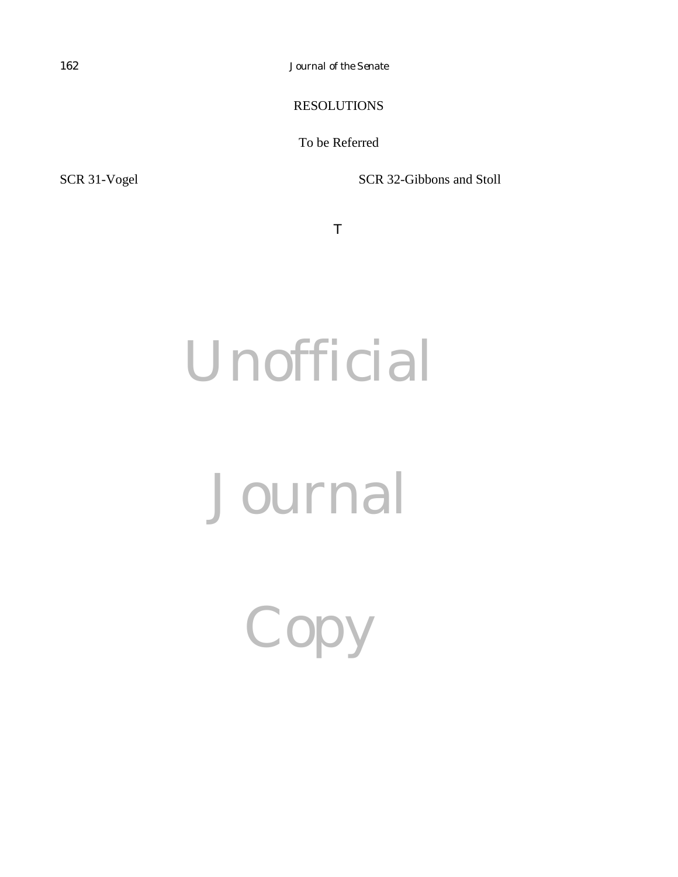## RESOLUTIONS

### To be Referred

SCR 31-Vogel

SCR 32-Gibbons and Stoll

T